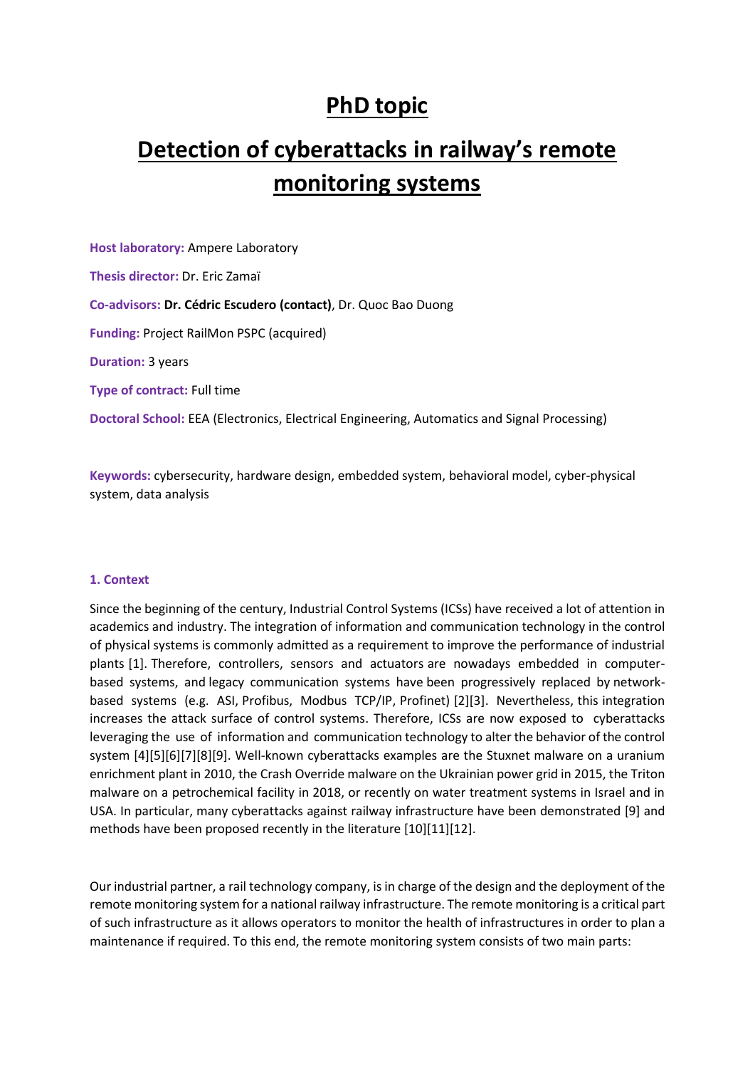# PhD topic

# Detection of cyberattacks in railway's remote monitoring systems

**Host laboratory:** Ampere Laboratory

**Thesis director:** Dr. Eric Zamaï

**Co-advisors:** **Dr. Cédric Escudero (contact)**, Dr. Quoc Bao Duong

**Funding:** Project RailMon PSPC (acquired)

**Duration:** 3 years

**Type of contract:** Full time

**Doctoral School:** EEA (Electronics, Electrical Engineering, Automatics and Signal Processing)

**Keywords:** cybersecurity, hardware design, embedded system, behavioral model, cyber-physical system, data analysis

### 1. Context

Since the beginning of the century, Industrial Control Systems (ICSs) have received a lot of attention in academics and industry. The integration of information and communication technology in the control of physical systems is commonly admitted as a requirement to improve the performance of industrial plants [1]. Therefore, controllers, sensors and actuators are nowadays embedded in computer-based systems, and legacy communication systems have been progressively replaced by network-based systems (e.g. ASI, Profibus, Modbus TCP/IP, Profinet) [2][3]. Nevertheless, this integration increases the attack surface of control systems. Therefore, ICSs are now exposed to cyberattacks leveraging the use of information and communication technology to alter the behavior of the control system [4][5][6][7][8][9]. Well-known cyberattacks examples are the Stuxnet malware on a uranium enrichment plant in 2010, the Crash Override malware on the Ukrainian power grid in 2015, the Triton malware on a petrochemical facility in 2018, or recently on water treatment systems in Israel and in USA. In particular, many cyberattacks against railway infrastructure have been demonstrated [9] and methods have been proposed recently in the literature [10][11][12].

Our industrial partner, a rail technology company, is in charge of the design and the deployment of the remote monitoring system for a national railway infrastructure. The remote monitoring is a critical part of such infrastructure as it allows operators to monitor the health of infrastructures in order to plan a maintenance if required. To this end, the remote monitoring system consists of two main parts: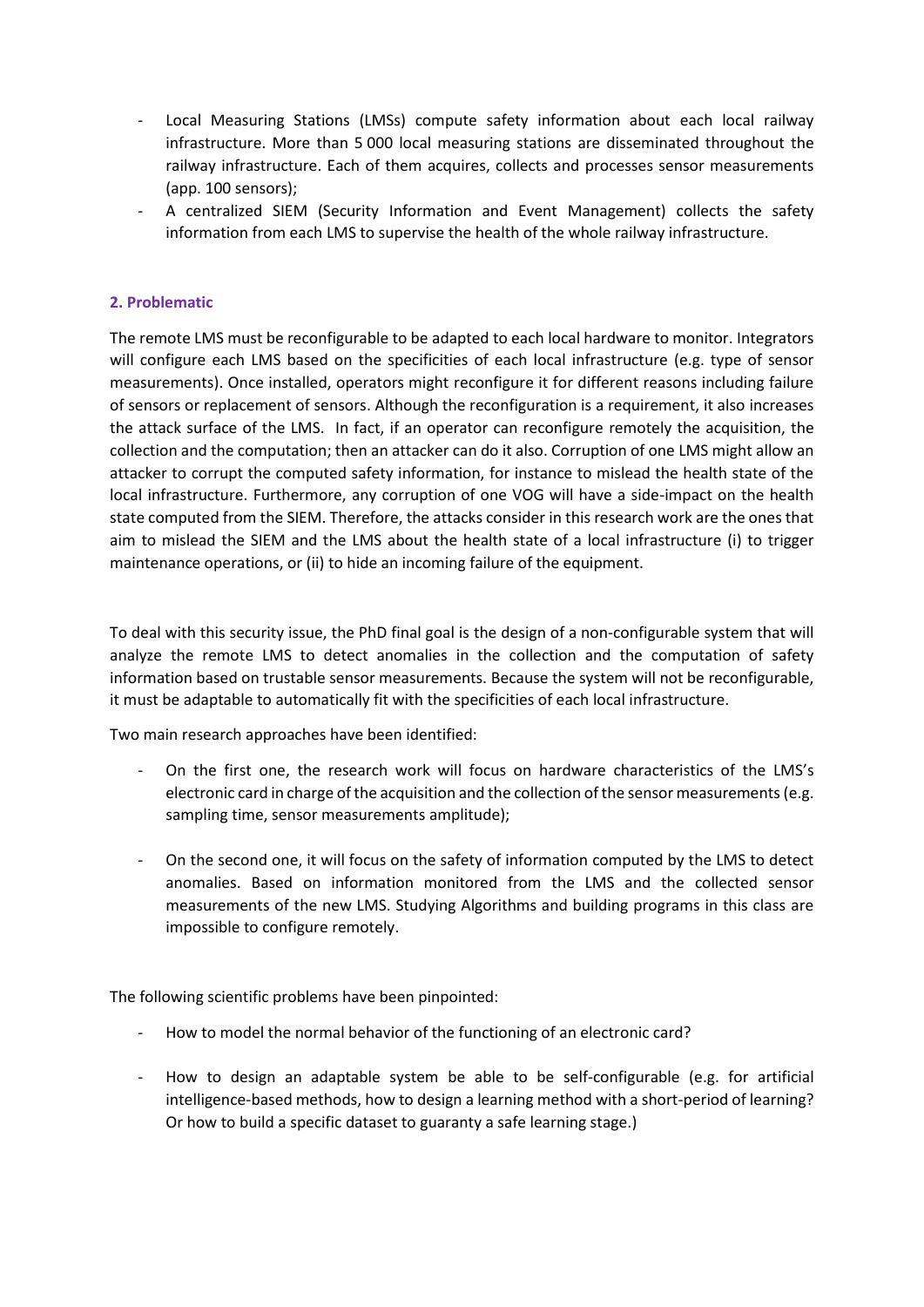- Local Measuring Stations (LMSs) compute safety information about each local railway infrastructure. More than 5 000 local measuring stations are disseminated throughout the railway infrastructure. Each of them acquires, collects and processes sensor measurements (app. 100 sensors);
- A centralized SIEM (Security Information and Event Management) collects the safety information from each LMS to supervise the health of the whole railway infrastructure.

### 2. Problematic

The remote LMS must be reconfigurable to be adapted to each local hardware to monitor. Integrators will configure each LMS based on the specificities of each local infrastructure (e.g. type of sensor measurements). Once installed, operators might reconfigure it for different reasons including failure of sensors or replacement of sensors. Although the reconfiguration is a requirement, it also increases the attack surface of the LMS. In fact, if an operator can reconfigure remotely the acquisition, the collection and the computation; then an attacker can do it also. Corruption of one LMS might allow an attacker to corrupt the computed safety information, for instance to mislead the health state of the local infrastructure. Furthermore, any corruption of one VOG will have a side-impact on the health state computed from the SIEM. Therefore, the attacks consider in this research work are the ones that aim to mislead the SIEM and the LMS about the health state of a local infrastructure (i) to trigger maintenance operations, or (ii) to hide an incoming failure of the equipment.

To deal with this security issue, the PhD final goal is the design of a non-configurable system that will analyze the remote LMS to detect anomalies in the collection and the computation of safety information based on trustable sensor measurements. Because the system will not be reconfigurable, it must be adaptable to automatically fit with the specificities of each local infrastructure.

Two main research approaches have been identified:

- On the first one, the research work will focus on hardware characteristics of the LMS's electronic card in charge of the acquisition and the collection of the sensor measurements (e.g. sampling time, sensor measurements amplitude);

- On the second one, it will focus on the safety of information computed by the LMS to detect anomalies. Based on information monitored from the LMS and the collected sensor measurements of the new LMS. Studying Algorithms and building programs in this class are impossible to configure remotely.

The following scientific problems have been pinpointed:

- How to model the normal behavior of the functioning of an electronic card?

- How to design an adaptable system be able to be self-configurable (e.g. for artificial intelligence-based methods, how to design a learning method with a short-period of learning? Or how to build a specific dataset to guaranty a safe learning stage.)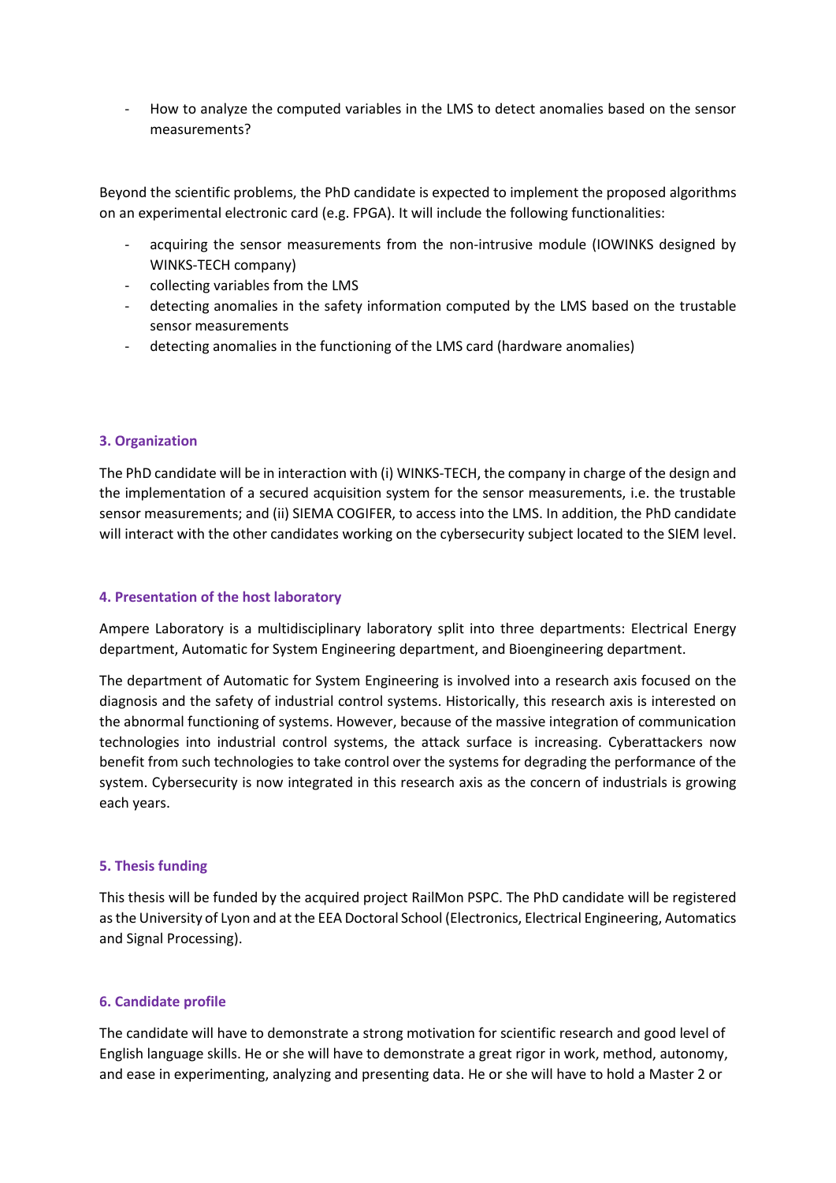- How to analyze the computed variables in the LMS to detect anomalies based on the sensor measurements?

Beyond the scientific problems, the PhD candidate is expected to implement the proposed algorithms on an experimental electronic card (e.g. FPGA). It will include the following functionalities:

- acquiring the sensor measurements from the non-intrusive module (IOWINKS designed by WINKS-TECH company)
- collecting variables from the LMS
- detecting anomalies in the safety information computed by the LMS based on the trustable sensor measurements
- detecting anomalies in the functioning of the LMS card (hardware anomalies)

### 3. Organization

The PhD candidate will be in interaction with (i) WINKS-TECH, the company in charge of the design and the implementation of a secured acquisition system for the sensor measurements, i.e. the trustable sensor measurements; and (ii) SIEMA COGIFER, to access into the LMS. In addition, the PhD candidate will interact with the other candidates working on the cybersecurity subject located to the SIEM level.

### 4. Presentation of the host laboratory

Ampere Laboratory is a multidisciplinary laboratory split into three departments: Electrical Energy department, Automatic for System Engineering department, and Bioengineering department.

The department of Automatic for System Engineering is involved into a research axis focused on the diagnosis and the safety of industrial control systems. Historically, this research axis is interested on the abnormal functioning of systems. However, because of the massive integration of communication technologies into industrial control systems, the attack surface is increasing. Cyberattackers now benefit from such technologies to take control over the systems for degrading the performance of the system. Cybersecurity is now integrated in this research axis as the concern of industrials is growing each years.

### 5. Thesis funding

This thesis will be funded by the acquired project RailMon PSPC. The PhD candidate will be registered as the University of Lyon and at the EEA Doctoral School (Electronics, Electrical Engineering, Automatics and Signal Processing).

### 6. Candidate profile

The candidate will have to demonstrate a strong motivation for scientific research and good level of English language skills. He or she will have to demonstrate a great rigor in work, method, autonomy, and ease in experimenting, analyzing and presenting data. He or she will have to hold a Master 2 or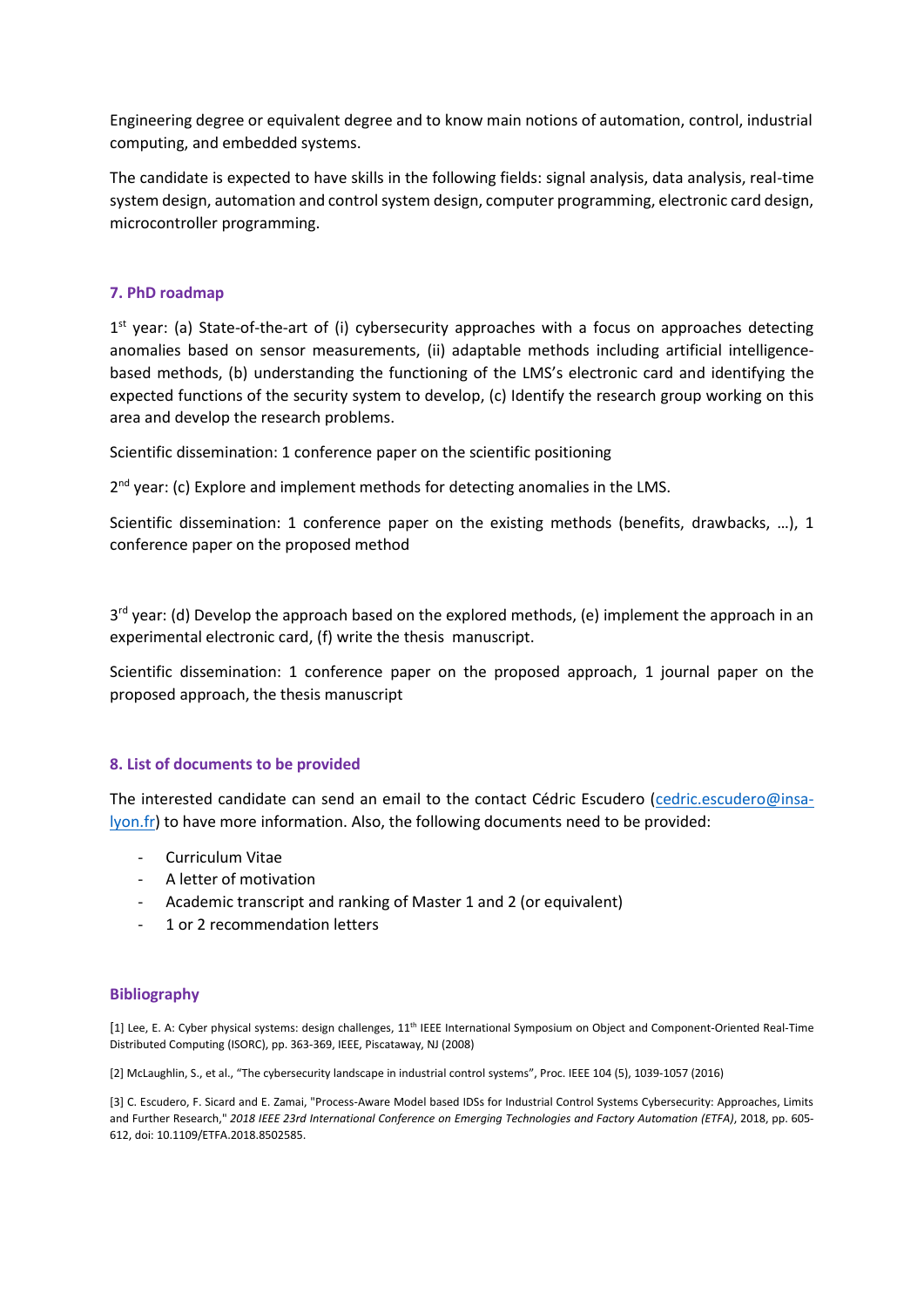Engineering degree or equivalent degree and to know main notions of automation, control, industrial computing, and embedded systems.

The candidate is expected to have skills in the following fields: signal analysis, data analysis, real-time system design, automation and control system design, computer programming, electronic card design, microcontroller programming.

## 7. PhD roadmap

1st year: (a) State-of-the-art of (i) cybersecurity approaches with a focus on approaches detecting anomalies based on sensor measurements, (ii) adaptable methods including artificial intelligence-based methods, (b) understanding the functioning of the LMS's electronic card and identifying the expected functions of the security system to develop, (c) Identify the research group working on this area and develop the research problems.

Scientific dissemination: 1 conference paper on the scientific positioning

2nd year: (c) Explore and implement methods for detecting anomalies in the LMS.

Scientific dissemination: 1 conference paper on the existing methods (benefits, drawbacks, …), 1 conference paper on the proposed method

3rd year: (d) Develop the approach based on the explored methods, (e) implement the approach in an experimental electronic card, (f) write the thesis manuscript.

Scientific dissemination: 1 conference paper on the proposed approach, 1 journal paper on the proposed approach, the thesis manuscript

## 8. List of documents to be provided

The interested candidate can send an email to the contact Cédric Escudero (cedric.escudero@insa-lyon.fr) to have more information. Also, the following documents need to be provided:

- Curriculum Vitae
- A letter of motivation
- Academic transcript and ranking of Master 1 and 2 (or equivalent)
- 1 or 2 recommendation letters

## Bibliography

[1] Lee, E. A: Cyber physical systems: design challenges, 11th IEEE International Symposium on Object and Component-Oriented Real-Time Distributed Computing (ISORC), pp. 363-369, IEEE, Piscataway, NJ (2008)

[2] McLaughlin, S., et al., "The cybersecurity landscape in industrial control systems", Proc. IEEE 104 (5), 1039-1057 (2016)

[3] C. Escudero, F. Sicard and E. Zamai, "Process-Aware Model based IDSs for Industrial Control Systems Cybersecurity: Approaches, Limits and Further Research," *2018 IEEE 23rd International Conference on Emerging Technologies and Factory Automation (ETFA)*, 2018, pp. 605-612, doi: 10.1109/ETFA.2018.8502585.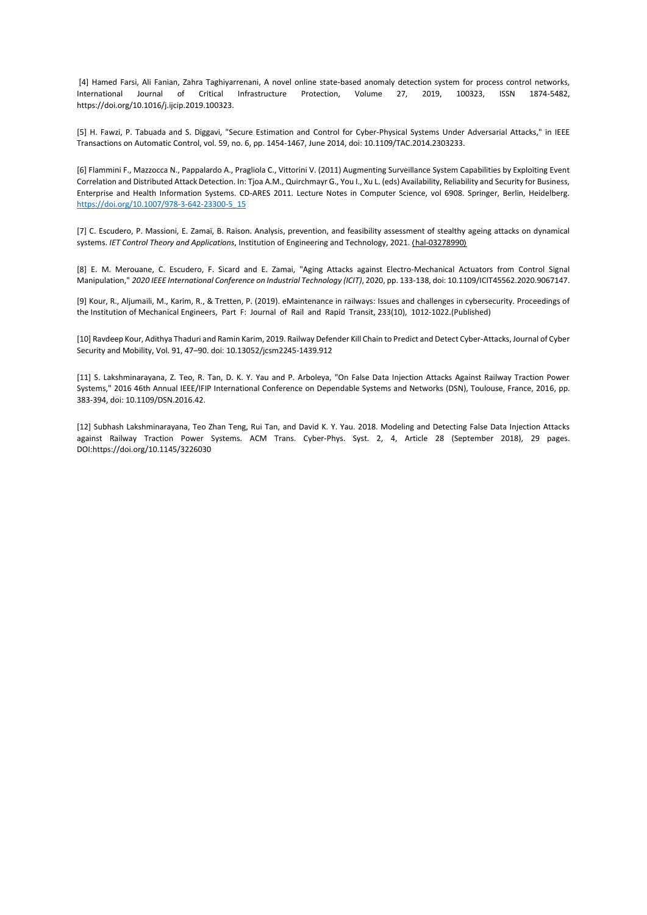[4] Hamed Farsi, Ali Fanian, Zahra Taghiyarrenani, A novel online state-based anomaly detection system for process control networks, International Journal of Critical Infrastructure Protection, Volume 27, 2019, 100323, ISSN 1874-5482, https://doi.org/10.1016/j.ijcip.2019.100323.

[5] H. Fawzi, P. Tabuada and S. Diggavi, "Secure Estimation and Control for Cyber-Physical Systems Under Adversarial Attacks," in IEEE Transactions on Automatic Control, vol. 59, no. 6, pp. 1454-1467, June 2014, doi: 10.1109/TAC.2014.2303233.

[6] Flammini F., Mazzocca N., Pappalardo A., Pragliola C., Vittorini V. (2011) Augmenting Surveillance System Capabilities by Exploiting Event Correlation and Distributed Attack Detection. In: Tjoa A.M., Quirchmayr G., You I., Xu L. (eds) Availability, Reliability and Security for Business, Enterprise and Health Information Systems. CD-ARES 2011. Lecture Notes in Computer Science, vol 6908. Springer, Berlin, Heidelberg. https://doi.org/10.1007/978-3-642-23300-5_15

[7] C. Escudero, P. Massioni, E. Zamaï, B. Raison. Analysis, prevention, and feasibility assessment of stealthy ageing attacks on dynamical systems. *IET Control Theory and Applications*, Institution of Engineering and Technology, 2021. ⟨hal-03278990⟩

[8] E. M. Merouane, C. Escudero, F. Sicard and E. Zamai, "Aging Attacks against Electro-Mechanical Actuators from Control Signal Manipulation," *2020 IEEE International Conference on Industrial Technology (ICIT)*, 2020, pp. 133-138, doi: 10.1109/ICIT45562.2020.9067147.

[9] Kour, R., Aljumaili, M., Karim, R., & Tretten, P. (2019). eMaintenance in railways: Issues and challenges in cybersecurity. Proceedings of the Institution of Mechanical Engineers, Part F: Journal of Rail and Rapid Transit, 233(10), 1012-1022.(Published)

[10] Ravdeep Kour, Adithya Thaduri and Ramin Karim, 2019. Railway Defender Kill Chain to Predict and Detect Cyber-Attacks, Journal of Cyber Security and Mobility, Vol. 91, 47–90. doi: 10.13052/jcsm2245-1439.912

[11] S. Lakshminarayana, Z. Teo, R. Tan, D. K. Y. Yau and P. Arboleya, "On False Data Injection Attacks Against Railway Traction Power Systems," 2016 46th Annual IEEE/IFIP International Conference on Dependable Systems and Networks (DSN), Toulouse, France, 2016, pp. 383-394, doi: 10.1109/DSN.2016.42.

[12] Subhash Lakshminarayana, Teo Zhan Teng, Rui Tan, and David K. Y. Yau. 2018. Modeling and Detecting False Data Injection Attacks against Railway Traction Power Systems. ACM Trans. Cyber-Phys. Syst. 2, 4, Article 28 (September 2018), 29 pages. DOI:https://doi.org/10.1145/3226030